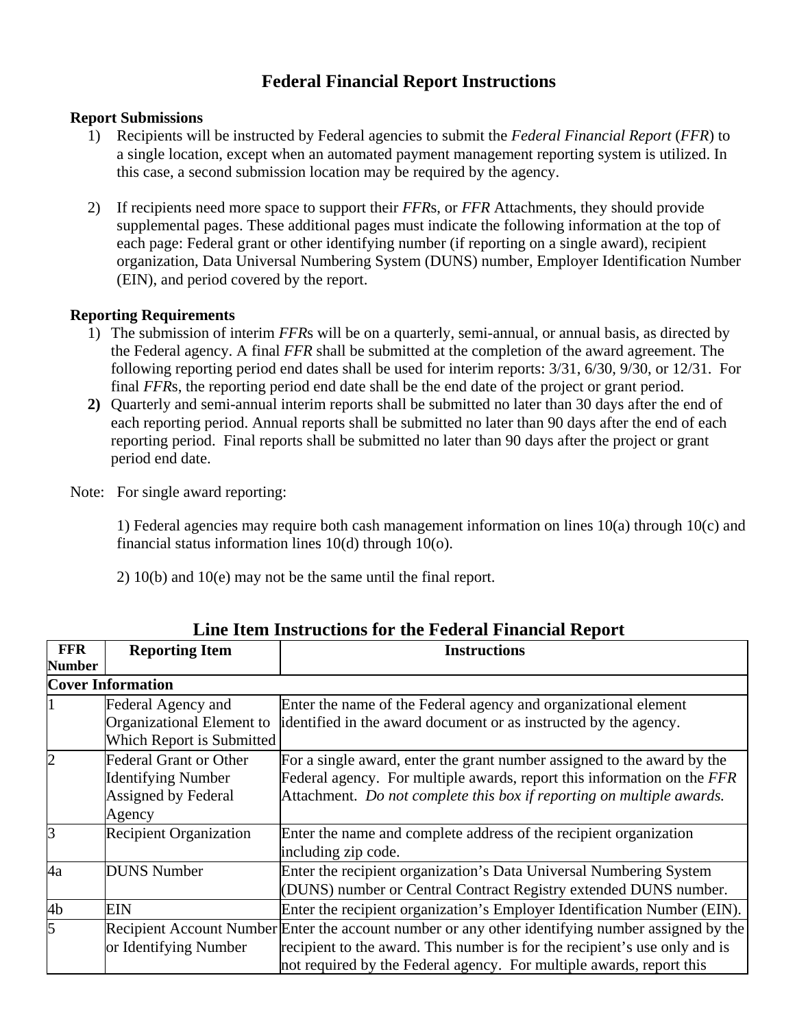# Federal Financial Report Instructions

**Report Submissions**

1) Recipients will be instructed by Federal agencies to submit the *Federal Financial Report* (*FFR*) to a single location, except when an automated payment management reporting system is utilized. In this case, a second submission location may be required by the agency.

2) If recipients need more space to support their *FFR*s, or *FFR* Attachments, they should provide supplemental pages. These additional pages must indicate the following information at the top of each page: Federal grant or other identifying number (if reporting on a single award), recipient organization, Data Universal Numbering System (DUNS) number, Employer Identification Number (EIN), and period covered by the report.

**Reporting Requirements**

1) The submission of interim *FFR*s will be on a quarterly, semi-annual, or annual basis, as directed by the Federal agency. A final *FFR* shall be submitted at the completion of the award agreement. The following reporting period end dates shall be used for interim reports: 3/31, 6/30, 9/30, or 12/31. For final *FFR*s, the reporting period end date shall be the end date of the project or grant period.
2) Quarterly and semi-annual interim reports shall be submitted no later than 30 days after the end of each reporting period. Annual reports shall be submitted no later than 90 days after the end of each reporting period. Final reports shall be submitted no later than 90 days after the project or grant period end date.

Note: For single award reporting:

1) Federal agencies may require both cash management information on lines 10(a) through 10(c) and financial status information lines 10(d) through 10(o).

2) 10(b) and 10(e) may not be the same until the final report.

## Line Item Instructions for the Federal Financial Report

| FFR Number | Reporting Item | Instructions |
|---|---|---|
| **Cover Information** | | |
| 1 | Federal Agency and Organizational Element to Which Report is Submitted | Enter the name of the Federal agency and organizational element identified in the award document or as instructed by the agency. |
| 2 | Federal Grant or Other Identifying Number Assigned by Federal Agency | For a single award, enter the grant number assigned to the award by the Federal agency. For multiple awards, report this information on the *FFR* Attachment. *Do not complete this box if reporting on multiple awards.* |
| 3 | Recipient Organization | Enter the name and complete address of the recipient organization including zip code. |
| 4a | DUNS Number | Enter the recipient organization's Data Universal Numbering System (DUNS) number or Central Contract Registry extended DUNS number. |
| 4b | EIN | Enter the recipient organization's Employer Identification Number (EIN). |
| 5 | Recipient Account Number or Identifying Number | Enter the account number or any other identifying number assigned by the recipient to the award. This number is for the recipient's use only and is not required by the Federal agency. For multiple awards, report this |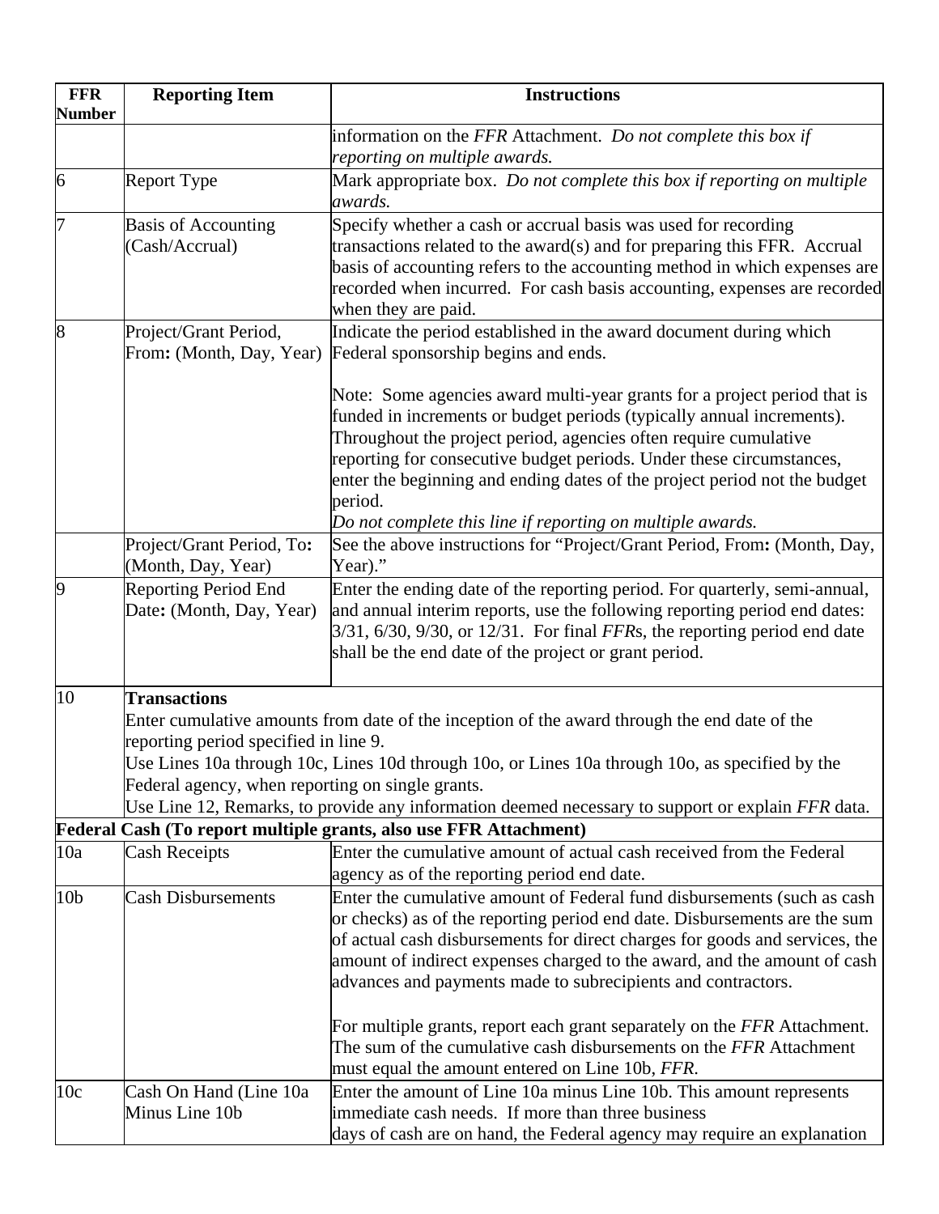| FFR Number | Reporting Item | Instructions |
|---|---|---|
| | | information on the *FFR* Attachment. *Do not complete this box if reporting on multiple awards.* |
| 6 | Report Type | Mark appropriate box. *Do not complete this box if reporting on multiple awards.* |
| 7 | Basis of Accounting (Cash/Accrual) | Specify whether a cash or accrual basis was used for recording transactions related to the award(s) and for preparing this FFR. Accrual basis of accounting refers to the accounting method in which expenses are recorded when incurred. For cash basis accounting, expenses are recorded when they are paid. |
| 8 | Project/Grant Period, From**:** (Month, Day, Year) | Indicate the period established in the award document during which Federal sponsorship begins and ends.<br><br>Note: Some agencies award multi-year grants for a project period that is funded in increments or budget periods (typically annual increments). Throughout the project period, agencies often require cumulative reporting for consecutive budget periods. Under these circumstances, enter the beginning and ending dates of the project period not the budget period.<br>*Do not complete this line if reporting on multiple awards.* |
| | Project/Grant Period, To**:** (Month, Day, Year) | See the above instructions for "Project/Grant Period, From**:** (Month, Day, Year)." |
| 9 | Reporting Period End Date**:** (Month, Day, Year) | Enter the ending date of the reporting period. For quarterly, semi-annual, and annual interim reports, use the following reporting period end dates: 3/31, 6/30, 9/30, or 12/31. For final *FFR*s, the reporting period end date shall be the end date of the project or grant period. |
| 10 | **Transactions**<br>Enter cumulative amounts from date of the inception of the award through the end date of the reporting period specified in line 9.<br>Use Lines 10a through 10c, Lines 10d through 10o, or Lines 10a through 10o, as specified by the Federal agency, when reporting on single grants.<br>Use Line 12, Remarks, to provide any information deemed necessary to support or explain *FFR* data. | |
| **Federal Cash (To report multiple grants, also use FFR Attachment)** | | |
| 10a | Cash Receipts | Enter the cumulative amount of actual cash received from the Federal agency as of the reporting period end date. |
| 10b | Cash Disbursements | Enter the cumulative amount of Federal fund disbursements (such as cash or checks) as of the reporting period end date. Disbursements are the sum of actual cash disbursements for direct charges for goods and services, the amount of indirect expenses charged to the award, and the amount of cash advances and payments made to subrecipients and contractors.<br><br>For multiple grants, report each grant separately on the *FFR* Attachment. The sum of the cumulative cash disbursements on the *FFR* Attachment must equal the amount entered on Line 10b, *FFR*. |
| 10c | Cash On Hand (Line 10a Minus Line 10b | Enter the amount of Line 10a minus Line 10b. This amount represents immediate cash needs. If more than three business days of cash are on hand, the Federal agency may require an explanation |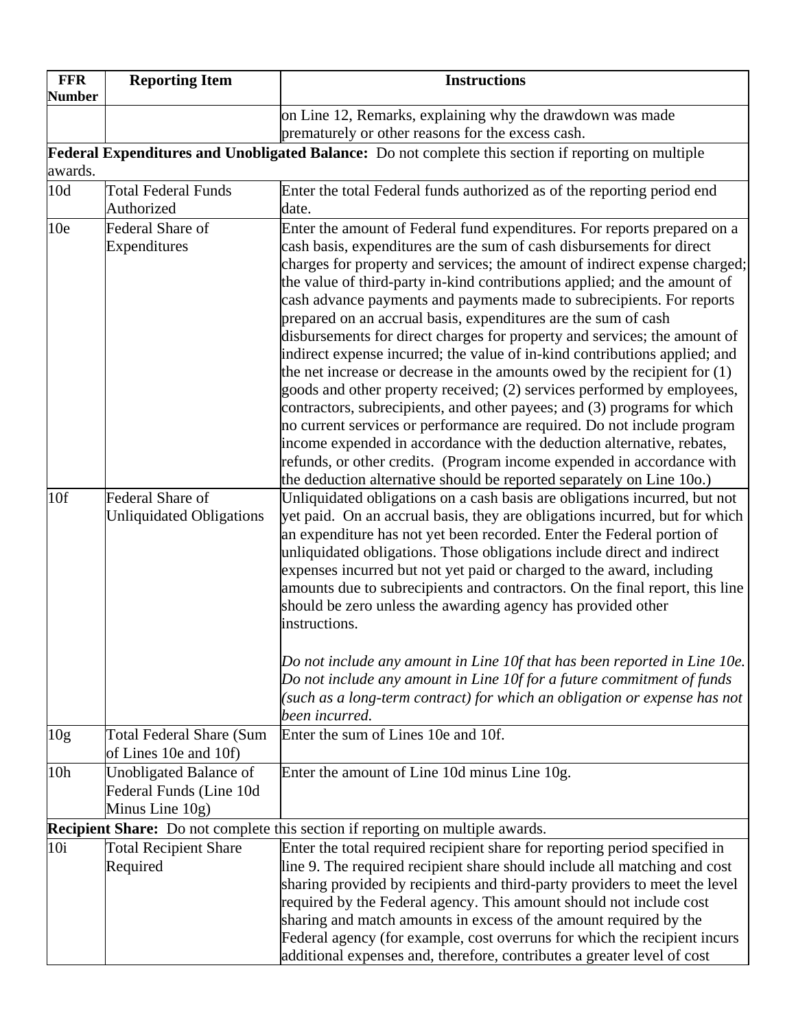| FFR Number | Reporting Item | Instructions |
|---|---|---|
| | | on Line 12, Remarks, explaining why the drawdown was made prematurely or other reasons for the excess cash. |
| **Federal Expenditures and Unobligated Balance:** Do not complete this section if reporting on multiple awards. | | |
| 10d | Total Federal Funds Authorized | Enter the total Federal funds authorized as of the reporting period end date. |
| 10e | Federal Share of Expenditures | Enter the amount of Federal fund expenditures. For reports prepared on a cash basis, expenditures are the sum of cash disbursements for direct charges for property and services; the amount of indirect expense charged; the value of third-party in-kind contributions applied; and the amount of cash advance payments and payments made to subrecipients. For reports prepared on an accrual basis, expenditures are the sum of cash disbursements for direct charges for property and services; the amount of indirect expense incurred; the value of in-kind contributions applied; and the net increase or decrease in the amounts owed by the recipient for (1) goods and other property received; (2) services performed by employees, contractors, subrecipients, and other payees; and (3) programs for which no current services or performance are required. Do not include program income expended in accordance with the deduction alternative, rebates, refunds, or other credits. (Program income expended in accordance with the deduction alternative should be reported separately on Line 10o.) |
| 10f | Federal Share of Unliquidated Obligations | Unliquidated obligations on a cash basis are obligations incurred, but not yet paid. On an accrual basis, they are obligations incurred, but for which an expenditure has not yet been recorded. Enter the Federal portion of unliquidated obligations. Those obligations include direct and indirect expenses incurred but not yet paid or charged to the award, including amounts due to subrecipients and contractors. On the final report, this line should be zero unless the awarding agency has provided other instructions.<br><br>*Do not include any amount in Line 10f that has been reported in Line 10e. Do not include any amount in Line 10f for a future commitment of funds (such as a long-term contract) for which an obligation or expense has not been incurred.* |
| 10g | Total Federal Share (Sum of Lines 10e and 10f) | Enter the sum of Lines 10e and 10f. |
| 10h | Unobligated Balance of Federal Funds (Line 10d Minus Line 10g) | Enter the amount of Line 10d minus Line 10g. |
| **Recipient Share:** Do not complete this section if reporting on multiple awards. | | |
| 10i | Total Recipient Share Required | Enter the total required recipient share for reporting period specified in line 9. The required recipient share should include all matching and cost sharing provided by recipients and third-party providers to meet the level required by the Federal agency. This amount should not include cost sharing and match amounts in excess of the amount required by the Federal agency (for example, cost overruns for which the recipient incurs additional expenses and, therefore, contributes a greater level of cost |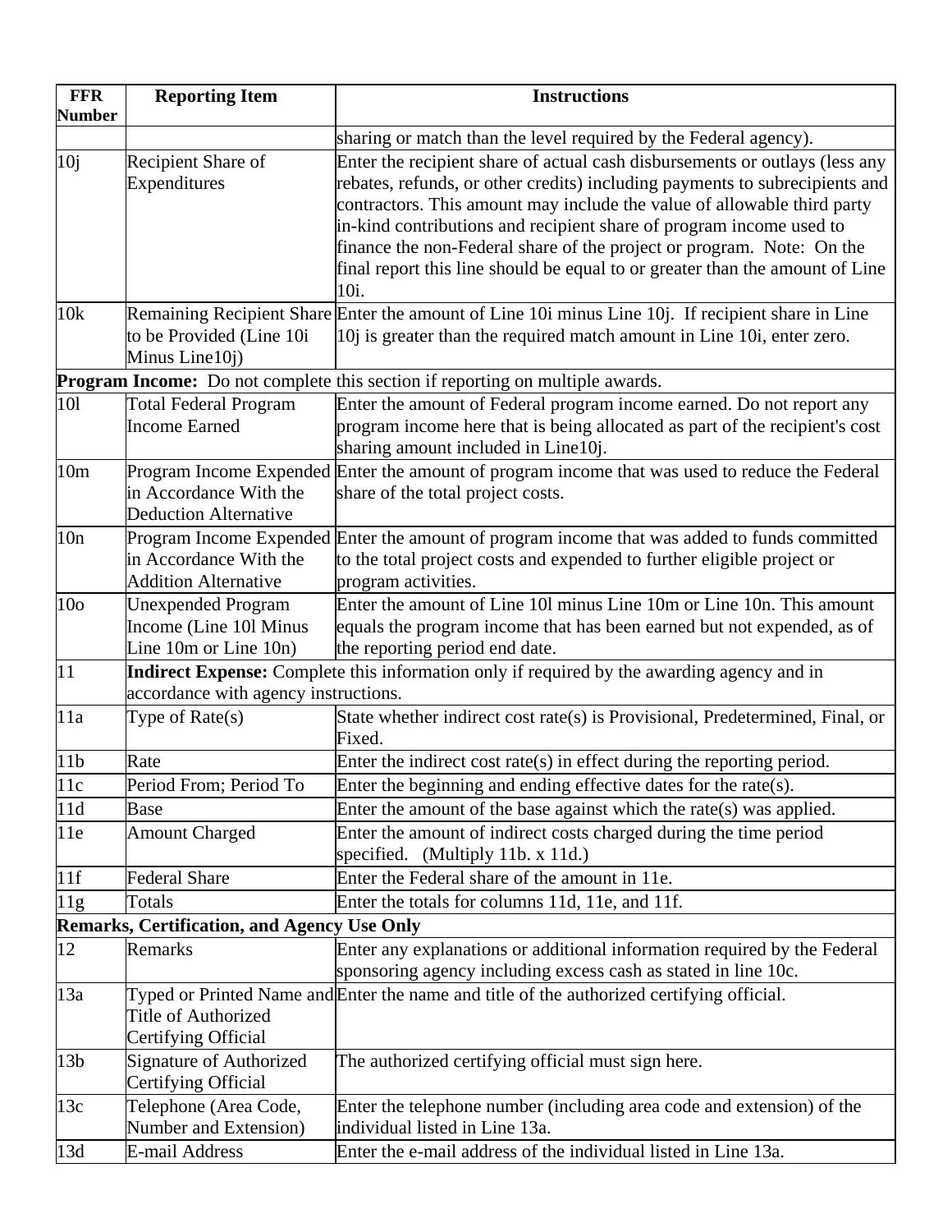| FFR Number | Reporting Item | Instructions |
|---|---|---|
| | | sharing or match than the level required by the Federal agency). |
| 10j | Recipient Share of Expenditures | Enter the recipient share of actual cash disbursements or outlays (less any rebates, refunds, or other credits) including payments to subrecipients and contractors. This amount may include the value of allowable third party in-kind contributions and recipient share of program income used to finance the non-Federal share of the project or program. Note: On the final report this line should be equal to or greater than the amount of Line 10i. |
| 10k | Remaining Recipient Share to be Provided (Line 10i Minus Line10j) | Enter the amount of Line 10i minus Line 10j. If recipient share in Line 10j is greater than the required match amount in Line 10i, enter zero. |
| **Program Income:** Do not complete this section if reporting on multiple awards. | | |
| 10l | Total Federal Program Income Earned | Enter the amount of Federal program income earned. Do not report any program income here that is being allocated as part of the recipient's cost sharing amount included in Line10j. |
| 10m | Program Income Expended in Accordance With the Deduction Alternative | Enter the amount of program income that was used to reduce the Federal share of the total project costs. |
| 10n | Program Income Expended in Accordance With the Addition Alternative | Enter the amount of program income that was added to funds committed to the total project costs and expended to further eligible project or program activities. |
| 10o | Unexpended Program Income (Line 10l Minus Line 10m or Line 10n) | Enter the amount of Line 10l minus Line 10m or Line 10n. This amount equals the program income that has been earned but not expended, as of the reporting period end date. |
| 11 | **Indirect Expense:** Complete this information only if required by the awarding agency and in accordance with agency instructions. | |
| 11a | Type of Rate(s) | State whether indirect cost rate(s) is Provisional, Predetermined, Final, or Fixed. |
| 11b | Rate | Enter the indirect cost rate(s) in effect during the reporting period. |
| 11c | Period From; Period To | Enter the beginning and ending effective dates for the rate(s). |
| 11d | Base | Enter the amount of the base against which the rate(s) was applied. |
| 11e | Amount Charged | Enter the amount of indirect costs charged during the time period specified. (Multiply 11b. x 11d.) |
| 11f | Federal Share | Enter the Federal share of the amount in 11e. |
| 11g | Totals | Enter the totals for columns 11d, 11e, and 11f. |
| **Remarks, Certification, and Agency Use Only** | | |
| 12 | Remarks | Enter any explanations or additional information required by the Federal sponsoring agency including excess cash as stated in line 10c. |
| 13a | Typed or Printed Name and Title of Authorized Certifying Official | Enter the name and title of the authorized certifying official. |
| 13b | Signature of Authorized Certifying Official | The authorized certifying official must sign here. |
| 13c | Telephone (Area Code, Number and Extension) | Enter the telephone number (including area code and extension) of the individual listed in Line 13a. |
| 13d | E-mail Address | Enter the e-mail address of the individual listed in Line 13a. |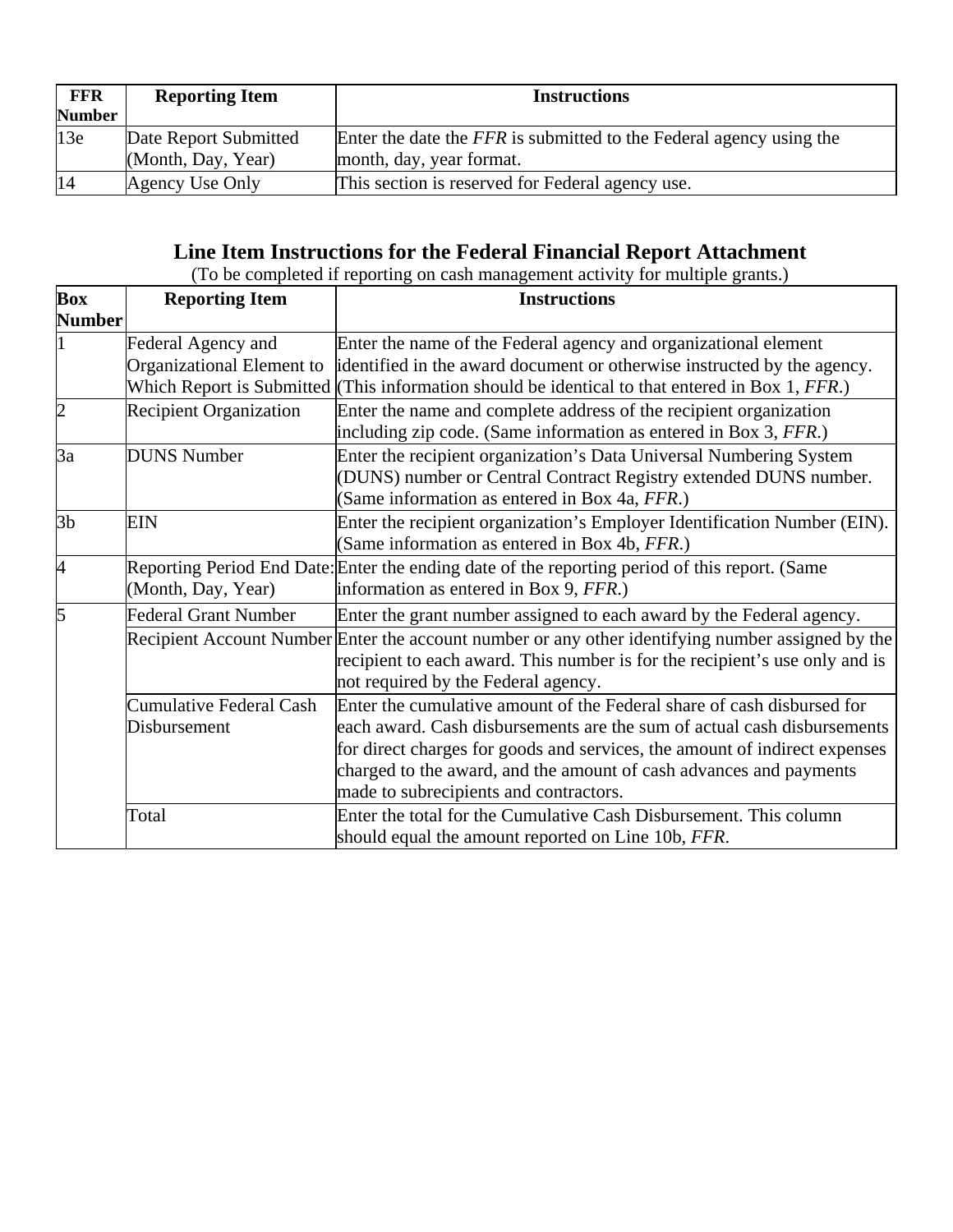| FFR Number | Reporting Item | Instructions |
|---|---|---|
| 13e | Date Report Submitted (Month, Day, Year) | Enter the date the *FFR* is submitted to the Federal agency using the month, day, year format. |
| 14 | Agency Use Only | This section is reserved for Federal agency use. |

## Line Item Instructions for the Federal Financial Report Attachment

(To be completed if reporting on cash management activity for multiple grants.)

| Box Number | Reporting Item | Instructions |
|---|---|---|
| 1 | Federal Agency and Organizational Element to Which Report is Submitted | Enter the name of the Federal agency and organizational element identified in the award document or otherwise instructed by the agency. (This information should be identical to that entered in Box 1, *FFR*.) |
| 2 | Recipient Organization | Enter the name and complete address of the recipient organization including zip code. (Same information as entered in Box 3, *FFR*.) |
| 3a | DUNS Number | Enter the recipient organization's Data Universal Numbering System (DUNS) number or Central Contract Registry extended DUNS number. (Same information as entered in Box 4a, *FFR*.) |
| 3b | EIN | Enter the recipient organization's Employer Identification Number (EIN). (Same information as entered in Box 4b, *FFR*.) |
| 4 | Reporting Period End Date: (Month, Day, Year) | Enter the ending date of the reporting period of this report. (Same information as entered in Box 9, *FFR*.) |
| 5 | Federal Grant Number | Enter the grant number assigned to each award by the Federal agency. |
| | Recipient Account Number | Enter the account number or any other identifying number assigned by the recipient to each award. This number is for the recipient's use only and is not required by the Federal agency. |
| | Cumulative Federal Cash Disbursement | Enter the cumulative amount of the Federal share of cash disbursed for each award. Cash disbursements are the sum of actual cash disbursements for direct charges for goods and services, the amount of indirect expenses charged to the award, and the amount of cash advances and payments made to subrecipients and contractors. |
| | Total | Enter the total for the Cumulative Cash Disbursement. This column should equal the amount reported on Line 10b, *FFR*. |